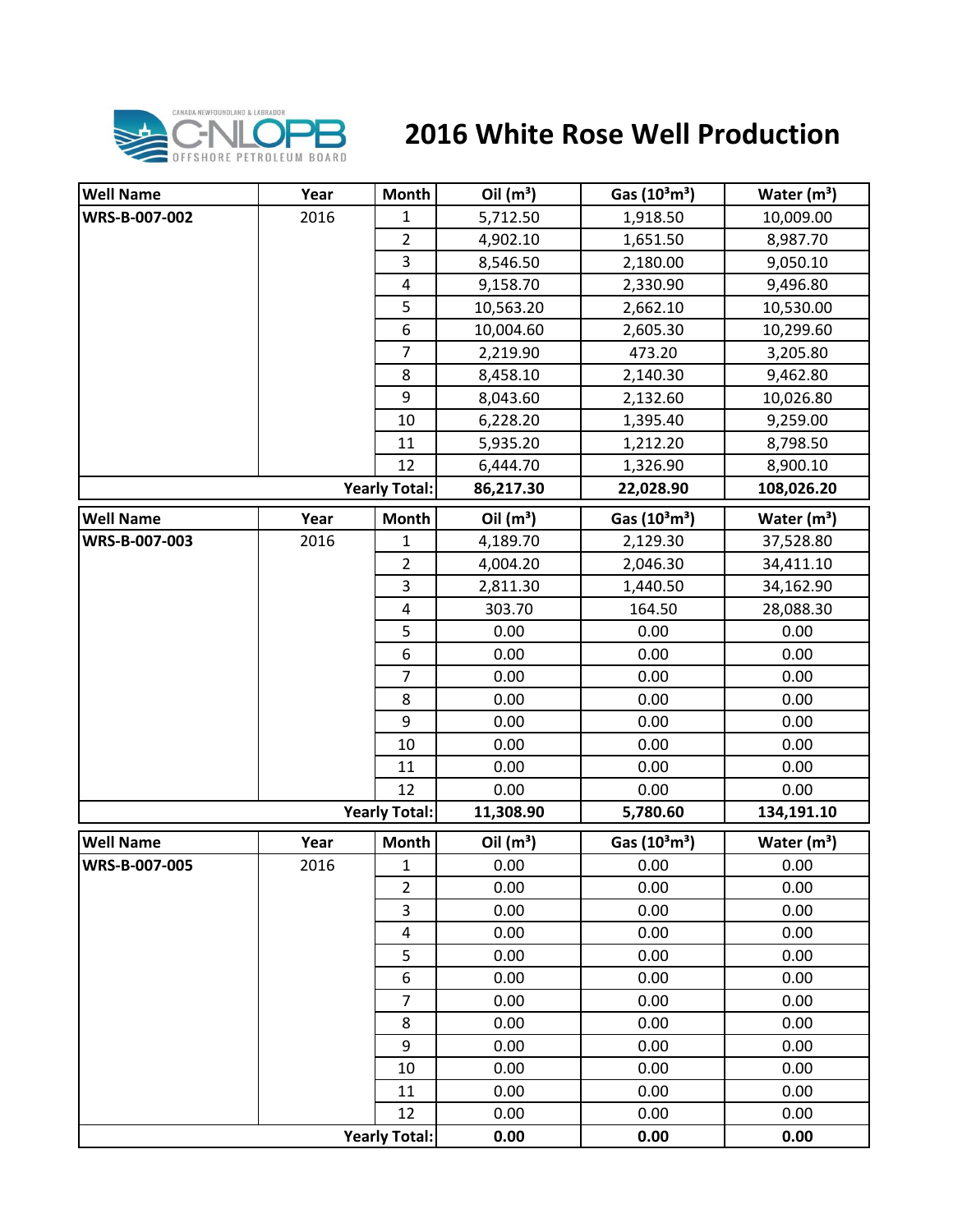# 2016 White Rose Well Production

| Well Name | Year | Month | Oil ($m^3$) | Gas ($10^3m^3$) | Water ($m^3$) |
|---|---|---|---|---|---|
| WRS-B-007-002 | 2016 | 1 | 5,712.50 | 1,918.50 | 10,009.00 |
| | | 2 | 4,902.10 | 1,651.50 | 8,987.70 |
| | | 3 | 8,546.50 | 2,180.00 | 9,050.10 |
| | | 4 | 9,158.70 | 2,330.90 | 9,496.80 |
| | | 5 | 10,563.20 | 2,662.10 | 10,530.00 |
| | | 6 | 10,004.60 | 2,605.30 | 10,299.60 |
| | | 7 | 2,219.90 | 473.20 | 3,205.80 |
| | | 8 | 8,458.10 | 2,140.30 | 9,462.80 |
| | | 9 | 8,043.60 | 2,132.60 | 10,026.80 |
| | | 10 | 6,228.20 | 1,395.40 | 9,259.00 |
| | | 11 | 5,935.20 | 1,212.20 | 8,798.50 |
| | | 12 | 6,444.70 | 1,326.90 | 8,900.10 |
| | | **Yearly Total:** | **86,217.30** | **22,028.90** | **108,026.20** |

| Well Name | Year | Month | Oil ($m^3$) | Gas ($10^3m^3$) | Water ($m^3$) |
|---|---|---|---|---|---|
| WRS-B-007-003 | 2016 | 1 | 4,189.70 | 2,129.30 | 37,528.80 |
| | | 2 | 4,004.20 | 2,046.30 | 34,411.10 |
| | | 3 | 2,811.30 | 1,440.50 | 34,162.90 |
| | | 4 | 303.70 | 164.50 | 28,088.30 |
| | | 5 | 0.00 | 0.00 | 0.00 |
| | | 6 | 0.00 | 0.00 | 0.00 |
| | | 7 | 0.00 | 0.00 | 0.00 |
| | | 8 | 0.00 | 0.00 | 0.00 |
| | | 9 | 0.00 | 0.00 | 0.00 |
| | | 10 | 0.00 | 0.00 | 0.00 |
| | | 11 | 0.00 | 0.00 | 0.00 |
| | | 12 | 0.00 | 0.00 | 0.00 |
| | | **Yearly Total:** | **11,308.90** | **5,780.60** | **134,191.10** |

| Well Name | Year | Month | Oil ($m^3$) | Gas ($10^3m^3$) | Water ($m^3$) |
|---|---|---|---|---|---|
| WRS-B-007-005 | 2016 | 1 | 0.00 | 0.00 | 0.00 |
| | | 2 | 0.00 | 0.00 | 0.00 |
| | | 3 | 0.00 | 0.00 | 0.00 |
| | | 4 | 0.00 | 0.00 | 0.00 |
| | | 5 | 0.00 | 0.00 | 0.00 |
| | | 6 | 0.00 | 0.00 | 0.00 |
| | | 7 | 0.00 | 0.00 | 0.00 |
| | | 8 | 0.00 | 0.00 | 0.00 |
| | | 9 | 0.00 | 0.00 | 0.00 |
| | | 10 | 0.00 | 0.00 | 0.00 |
| | | 11 | 0.00 | 0.00 | 0.00 |
| | | 12 | 0.00 | 0.00 | 0.00 |
| | | **Yearly Total:** | **0.00** | **0.00** | **0.00** |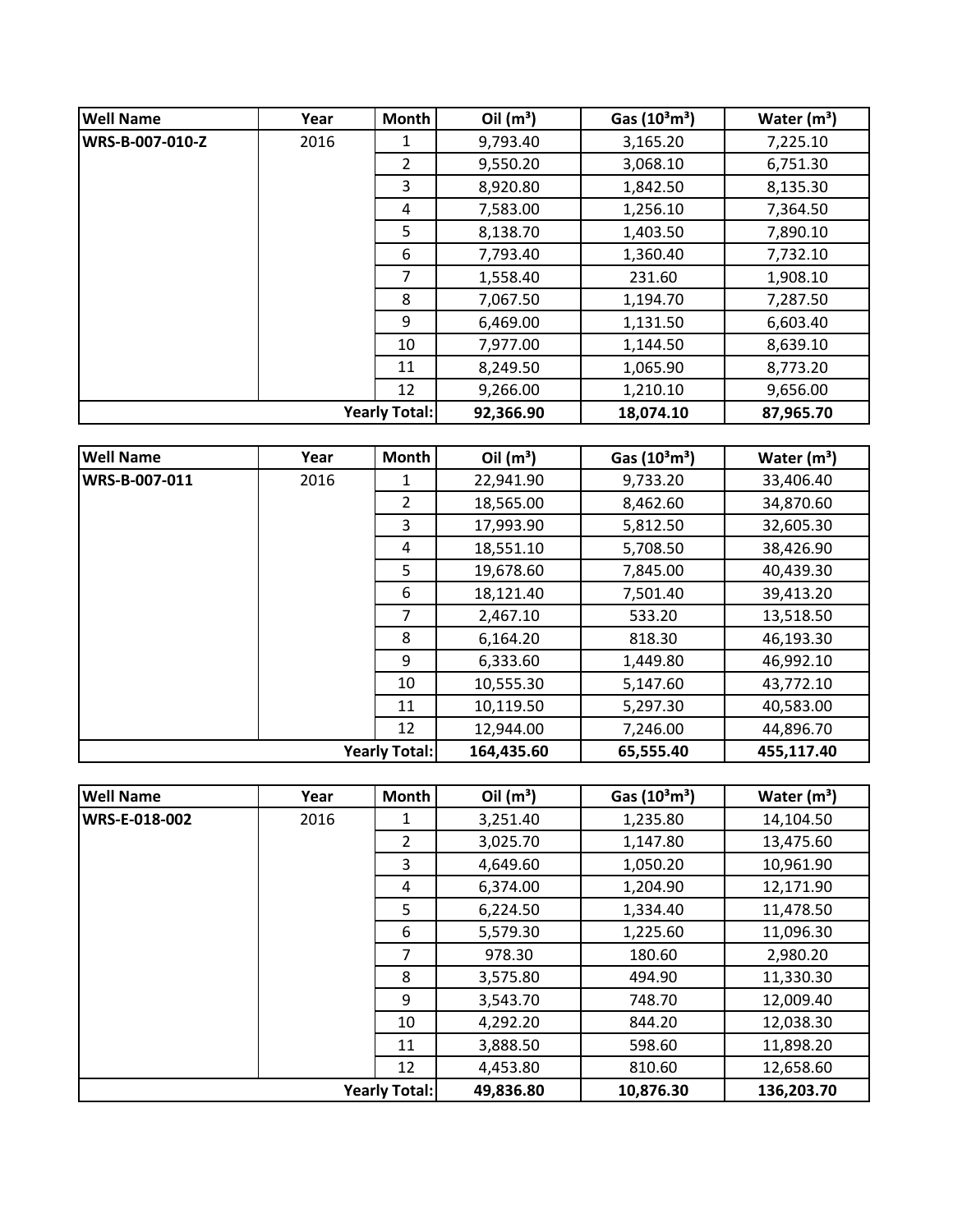| Well Name | Year | Month | Oil ($m^3$) | Gas ($10^3m^3$) | Water ($m^3$) |
|---|---|---|---|---|---|
| WRS-B-007-010-Z | 2016 | 1 | 9,793.40 | 3,165.20 | 7,225.10 |
| | | 2 | 9,550.20 | 3,068.10 | 6,751.30 |
| | | 3 | 8,920.80 | 1,842.50 | 8,135.30 |
| | | 4 | 7,583.00 | 1,256.10 | 7,364.50 |
| | | 5 | 8,138.70 | 1,403.50 | 7,890.10 |
| | | 6 | 7,793.40 | 1,360.40 | 7,732.10 |
| | | 7 | 1,558.40 | 231.60 | 1,908.10 |
| | | 8 | 7,067.50 | 1,194.70 | 7,287.50 |
| | | 9 | 6,469.00 | 1,131.50 | 6,603.40 |
| | | 10 | 7,977.00 | 1,144.50 | 8,639.10 |
| | | 11 | 8,249.50 | 1,065.90 | 8,773.20 |
| | | 12 | 9,266.00 | 1,210.10 | 9,656.00 |
| | | **Yearly Total:** | **92,366.90** | **18,074.10** | **87,965.70** |

| Well Name | Year | Month | Oil ($m^3$) | Gas ($10^3m^3$) | Water ($m^3$) |
|---|---|---|---|---|---|
| WRS-B-007-011 | 2016 | 1 | 22,941.90 | 9,733.20 | 33,406.40 |
| | | 2 | 18,565.00 | 8,462.60 | 34,870.60 |
| | | 3 | 17,993.90 | 5,812.50 | 32,605.30 |
| | | 4 | 18,551.10 | 5,708.50 | 38,426.90 |
| | | 5 | 19,678.60 | 7,845.00 | 40,439.30 |
| | | 6 | 18,121.40 | 7,501.40 | 39,413.20 |
| | | 7 | 2,467.10 | 533.20 | 13,518.50 |
| | | 8 | 6,164.20 | 818.30 | 46,193.30 |
| | | 9 | 6,333.60 | 1,449.80 | 46,992.10 |
| | | 10 | 10,555.30 | 5,147.60 | 43,772.10 |
| | | 11 | 10,119.50 | 5,297.30 | 40,583.00 |
| | | 12 | 12,944.00 | 7,246.00 | 44,896.70 |
| | | **Yearly Total:** | **164,435.60** | **65,555.40** | **455,117.40** |

| Well Name | Year | Month | Oil ($m^3$) | Gas ($10^3m^3$) | Water ($m^3$) |
|---|---|---|---|---|---|
| WRS-E-018-002 | 2016 | 1 | 3,251.40 | 1,235.80 | 14,104.50 |
| | | 2 | 3,025.70 | 1,147.80 | 13,475.60 |
| | | 3 | 4,649.60 | 1,050.20 | 10,961.90 |
| | | 4 | 6,374.00 | 1,204.90 | 12,171.90 |
| | | 5 | 6,224.50 | 1,334.40 | 11,478.50 |
| | | 6 | 5,579.30 | 1,225.60 | 11,096.30 |
| | | 7 | 978.30 | 180.60 | 2,980.20 |
| | | 8 | 3,575.80 | 494.90 | 11,330.30 |
| | | 9 | 3,543.70 | 748.70 | 12,009.40 |
| | | 10 | 4,292.20 | 844.20 | 12,038.30 |
| | | 11 | 3,888.50 | 598.60 | 11,898.20 |
| | | 12 | 4,453.80 | 810.60 | 12,658.60 |
| | | **Yearly Total:** | **49,836.80** | **10,876.30** | **136,203.70** |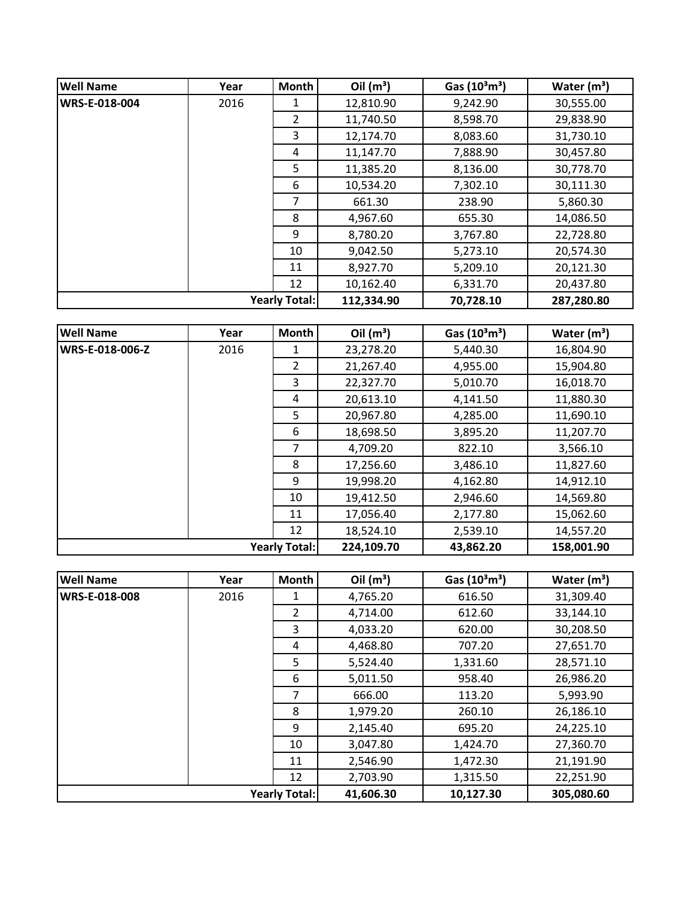| Well Name | Year | Month | Oil ($m^3$) | Gas ($10^3m^3$) | Water ($m^3$) |
|---|---|---|---|---|---|
| WRS-E-018-004 | 2016 | 1 | 12,810.90 | 9,242.90 | 30,555.00 |
| | | 2 | 11,740.50 | 8,598.70 | 29,838.90 |
| | | 3 | 12,174.70 | 8,083.60 | 31,730.10 |
| | | 4 | 11,147.70 | 7,888.90 | 30,457.80 |
| | | 5 | 11,385.20 | 8,136.00 | 30,778.70 |
| | | 6 | 10,534.20 | 7,302.10 | 30,111.30 |
| | | 7 | 661.30 | 238.90 | 5,860.30 |
| | | 8 | 4,967.60 | 655.30 | 14,086.50 |
| | | 9 | 8,780.20 | 3,767.80 | 22,728.80 |
| | | 10 | 9,042.50 | 5,273.10 | 20,574.30 |
| | | 11 | 8,927.70 | 5,209.10 | 20,121.30 |
| | | 12 | 10,162.40 | 6,331.70 | 20,437.80 |
| | | **Yearly Total:** | **112,334.90** | **70,728.10** | **287,280.80** |

| Well Name | Year | Month | Oil ($m^3$) | Gas ($10^3m^3$) | Water ($m^3$) |
|---|---|---|---|---|---|
| WRS-E-018-006-Z | 2016 | 1 | 23,278.20 | 5,440.30 | 16,804.90 |
| | | 2 | 21,267.40 | 4,955.00 | 15,904.80 |
| | | 3 | 22,327.70 | 5,010.70 | 16,018.70 |
| | | 4 | 20,613.10 | 4,141.50 | 11,880.30 |
| | | 5 | 20,967.80 | 4,285.00 | 11,690.10 |
| | | 6 | 18,698.50 | 3,895.20 | 11,207.70 |
| | | 7 | 4,709.20 | 822.10 | 3,566.10 |
| | | 8 | 17,256.60 | 3,486.10 | 11,827.60 |
| | | 9 | 19,998.20 | 4,162.80 | 14,912.10 |
| | | 10 | 19,412.50 | 2,946.60 | 14,569.80 |
| | | 11 | 17,056.40 | 2,177.80 | 15,062.60 |
| | | 12 | 18,524.10 | 2,539.10 | 14,557.20 |
| | | **Yearly Total:** | **224,109.70** | **43,862.20** | **158,001.90** |

| Well Name | Year | Month | Oil ($m^3$) | Gas ($10^3m^3$) | Water ($m^3$) |
|---|---|---|---|---|---|
| WRS-E-018-008 | 2016 | 1 | 4,765.20 | 616.50 | 31,309.40 |
| | | 2 | 4,714.00 | 612.60 | 33,144.10 |
| | | 3 | 4,033.20 | 620.00 | 30,208.50 |
| | | 4 | 4,468.80 | 707.20 | 27,651.70 |
| | | 5 | 5,524.40 | 1,331.60 | 28,571.10 |
| | | 6 | 5,011.50 | 958.40 | 26,986.20 |
| | | 7 | 666.00 | 113.20 | 5,993.90 |
| | | 8 | 1,979.20 | 260.10 | 26,186.10 |
| | | 9 | 2,145.40 | 695.20 | 24,225.10 |
| | | 10 | 3,047.80 | 1,424.70 | 27,360.70 |
| | | 11 | 2,546.90 | 1,472.30 | 21,191.90 |
| | | 12 | 2,703.90 | 1,315.50 | 22,251.90 |
| | | **Yearly Total:** | **41,606.30** | **10,127.30** | **305,080.60** |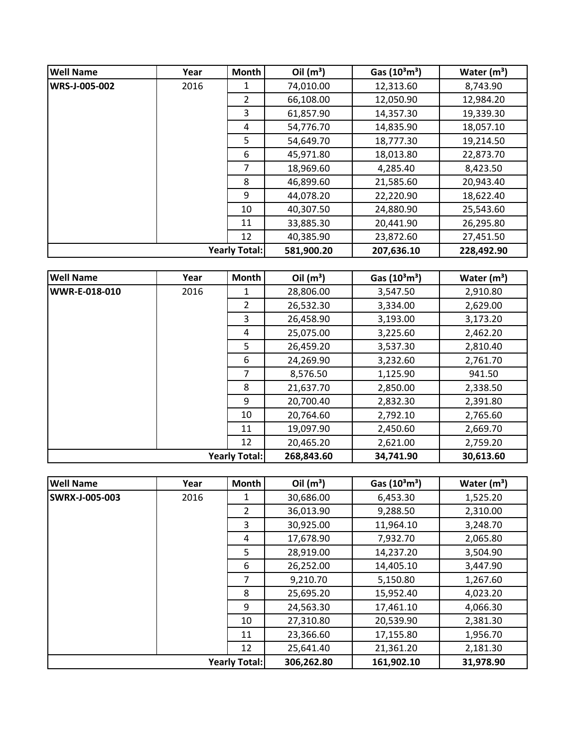| Well Name | Year | Month | Oil ($m^3$) | Gas ($10^3 m^3$) | Water ($m^3$) |
|---|---|---|---|---|---|
| **WRS-J-005-002** | 2016 | 1 | 74,010.00 | 12,313.60 | 8,743.90 |
| | | 2 | 66,108.00 | 12,050.90 | 12,984.20 |
| | | 3 | 61,857.90 | 14,357.30 | 19,339.30 |
| | | 4 | 54,776.70 | 14,835.90 | 18,057.10 |
| | | 5 | 54,649.70 | 18,777.30 | 19,214.50 |
| | | 6 | 45,971.80 | 18,013.80 | 22,873.70 |
| | | 7 | 18,969.60 | 4,285.40 | 8,423.50 |
| | | 8 | 46,899.60 | 21,585.60 | 20,943.40 |
| | | 9 | 44,078.20 | 22,220.90 | 18,622.40 |
| | | 10 | 40,307.50 | 24,880.90 | 25,543.60 |
| | | 11 | 33,885.30 | 20,441.90 | 26,295.80 |
| | | 12 | 40,385.90 | 23,872.60 | 27,451.50 |
| | | **Yearly Total:** | **581,900.20** | **207,636.10** | **228,492.90** |

| Well Name | Year | Month | Oil ($m^3$) | Gas ($10^3 m^3$) | Water ($m^3$) |
|---|---|---|---|---|---|
| **WWR-E-018-010** | 2016 | 1 | 28,806.00 | 3,547.50 | 2,910.80 |
| | | 2 | 26,532.30 | 3,334.00 | 2,629.00 |
| | | 3 | 26,458.90 | 3,193.00 | 3,173.20 |
| | | 4 | 25,075.00 | 3,225.60 | 2,462.20 |
| | | 5 | 26,459.20 | 3,537.30 | 2,810.40 |
| | | 6 | 24,269.90 | 3,232.60 | 2,761.70 |
| | | 7 | 8,576.50 | 1,125.90 | 941.50 |
| | | 8 | 21,637.70 | 2,850.00 | 2,338.50 |
| | | 9 | 20,700.40 | 2,832.30 | 2,391.80 |
| | | 10 | 20,764.60 | 2,792.10 | 2,765.60 |
| | | 11 | 19,097.90 | 2,450.60 | 2,669.70 |
| | | 12 | 20,465.20 | 2,621.00 | 2,759.20 |
| | | **Yearly Total:** | **268,843.60** | **34,741.90** | **30,613.60** |

| Well Name | Year | Month | Oil ($m^3$) | Gas ($10^3 m^3$) | Water ($m^3$) |
|---|---|---|---|---|---|
| **SWRX-J-005-003** | 2016 | 1 | 30,686.00 | 6,453.30 | 1,525.20 |
| | | 2 | 36,013.90 | 9,288.50 | 2,310.00 |
| | | 3 | 30,925.00 | 11,964.10 | 3,248.70 |
| | | 4 | 17,678.90 | 7,932.70 | 2,065.80 |
| | | 5 | 28,919.00 | 14,237.20 | 3,504.90 |
| | | 6 | 26,252.00 | 14,405.10 | 3,447.90 |
| | | 7 | 9,210.70 | 5,150.80 | 1,267.60 |
| | | 8 | 25,695.20 | 15,952.40 | 4,023.20 |
| | | 9 | 24,563.30 | 17,461.10 | 4,066.30 |
| | | 10 | 27,310.80 | 20,539.90 | 2,381.30 |
| | | 11 | 23,366.60 | 17,155.80 | 1,956.70 |
| | | 12 | 25,641.40 | 21,361.20 | 2,181.30 |
| | | **Yearly Total:** | **306,262.80** | **161,902.10** | **31,978.90** |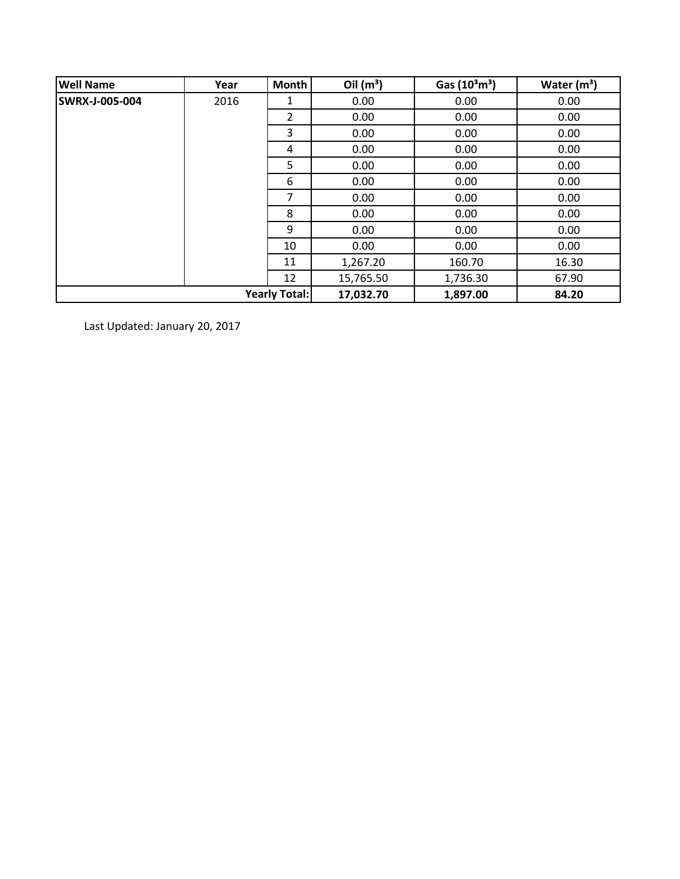| Well Name | Year | Month | Oil ($m^3$) | Gas ($10^3m^3$) | Water ($m^3$) |
| --- | --- | --- | --- | --- | --- |
| **SWRX-J-005-004** | 2016 | 1 | 0.00 | 0.00 | 0.00 |
| | | 2 | 0.00 | 0.00 | 0.00 |
| | | 3 | 0.00 | 0.00 | 0.00 |
| | | 4 | 0.00 | 0.00 | 0.00 |
| | | 5 | 0.00 | 0.00 | 0.00 |
| | | 6 | 0.00 | 0.00 | 0.00 |
| | | 7 | 0.00 | 0.00 | 0.00 |
| | | 8 | 0.00 | 0.00 | 0.00 |
| | | 9 | 0.00 | 0.00 | 0.00 |
| | | 10 | 0.00 | 0.00 | 0.00 |
| | | 11 | 1,267.20 | 160.70 | 16.30 |
| | | 12 | 15,765.50 | 1,736.30 | 67.90 |
| | | **Yearly Total:** | **17,032.70** | **1,897.00** | **84.20** |

Last Updated: January 20, 2017